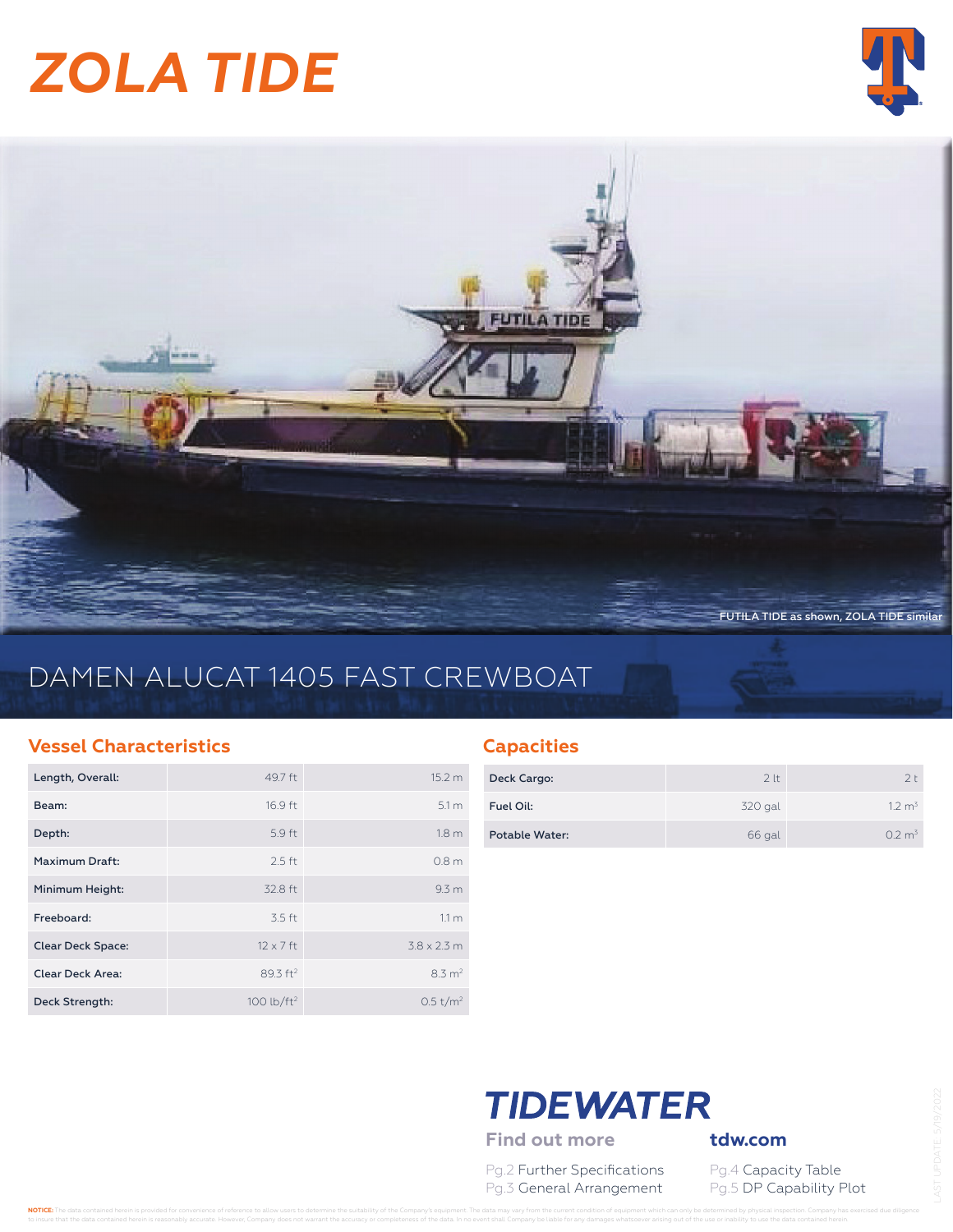# ZOLA TIDE

FUTILA TIDE as shown, ZOLA TIDE similar

## DAMEN ALUCAT 1405 FAST CREWBOAT

### Vessel Characteristics

| | | |
|---|---|---|
| Length, Overall: | 49.7 ft | 15.2 m |
| Beam: | 16.9 ft | 5.1 m |
| Depth: | 5.9 ft | 1.8 m |
| Maximum Draft: | 2.5 ft | 0.8 m |
| Minimum Height: | 32.8 ft | 9.3 m |
| Freeboard: | 3.5 ft | 1.1 m |
| Clear Deck Space: | 12 x 7 ft | 3.8 x 2.3 m |
| Clear Deck Area: | 89.3 ft$^2$ | 8.3 m$^2$ |
| Deck Strength: | 100 lb/ft$^2$ | 0.5 t/m$^2$ |

### Capacities

| | | |
|---|---|---|
| Deck Cargo: | 2 lt | 2 t |
| Fuel Oil: | 320 gal | 1.2 m$^3$ |
| Potable Water: | 66 gal | 0.2 m$^3$ |

**TIDEWATER**

**Find out more** **tdw.com**

Pg.2 Further Specifications
Pg.3 General Arrangement
Pg.4 Capacity Table
Pg.5 DP Capability Plot

LAST UPDATE: 5/19/2022

**NOTICE:** The data contained herein is provided for convenience of reference to allow users to determine the suitability of the Company's equipment. The data may vary from the current condition of equipment which can only be determined by physical inspection. Company has exercised due diligence to insure that the data contained herein is reasonably accurate. However, Company does not warrant the accuracy or completeness of the data. In no event shall Company be liable for any damages whatsoever arising out of the use or inability to use the data contained herein.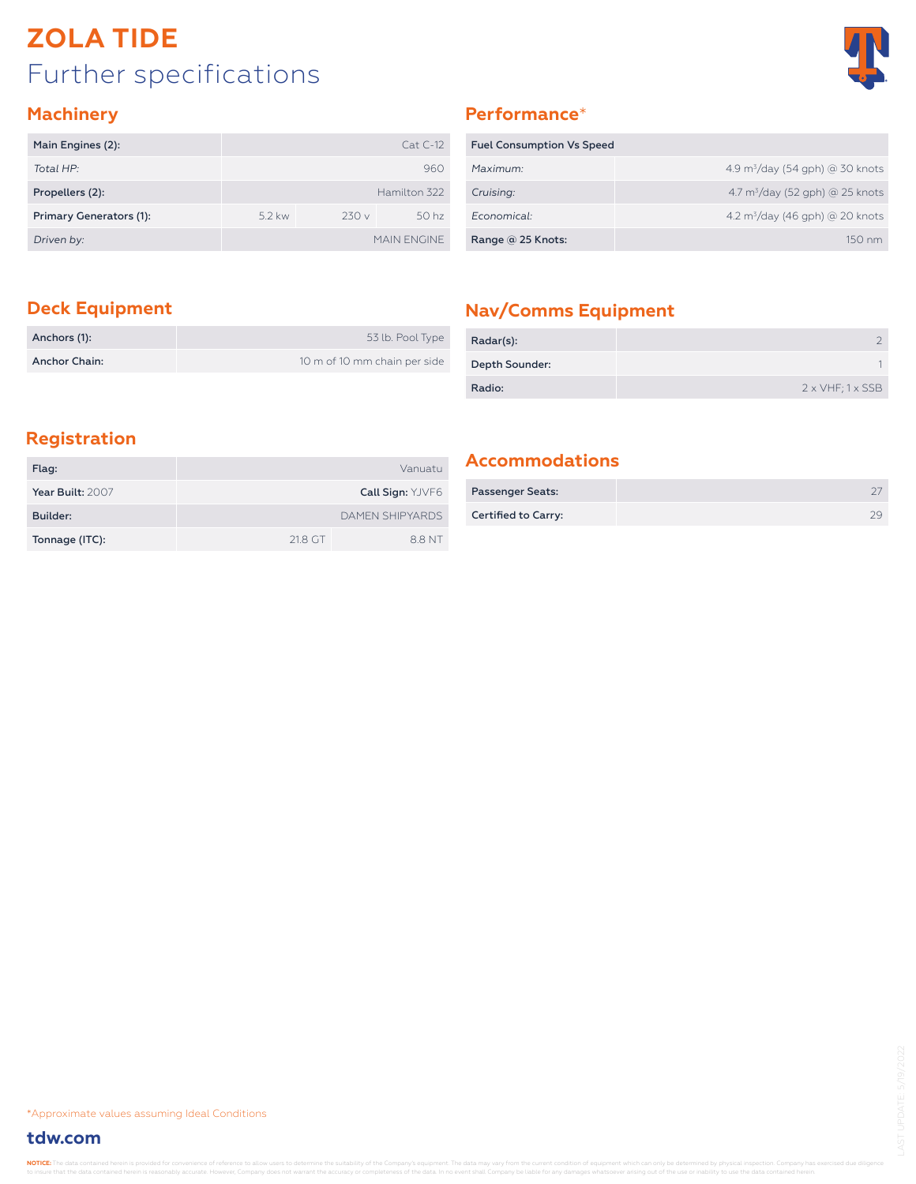# ZOLA TIDE

## Further specifications

### Machinery

| Main Engines (2): | Cat C-12 | | |
|---|---|---|---|
| *Total HP:* | 960 | | |
| Propellers (2): | Hamilton 322 | | |
| Primary Generators (1): | 5.2 kw | 230 v | 50 hz |
| *Driven by:* | MAIN ENGINE | | |

### Performance*

| Fuel Consumption Vs Speed | |
|---|---|
| *Maximum:* | 4.9 $m^3$/day (54 gph) @ 30 knots |
| *Cruising:* | 4.7 $m^3$/day (52 gph) @ 25 knots |
| *Economical:* | 4.2 $m^3$/day (46 gph) @ 20 knots |
| **Range @ 25 Knots:** | 150 nm |

### Deck Equipment

| Anchors (1): | 53 lb. Pool Type |
|---|---|
| Anchor Chain: | 10 m of 10 mm chain per side |

### Nav/Comms Equipment

| Radar(s): | 2 |
|---|---|
| Depth Sounder: | 1 |
| Radio: | 2 x VHF; 1 x SSB |

### Registration

| Flag: | Vanuatu | |
|---|---|---|
| **Year Built:** 2007 | **Call Sign:** YJVF6 | |
| Builder: | DAMEN SHIPYARDS | |
| Tonnage (ITC): | 21.8 GT | 8.8 NT |

### Accommodations

| Passenger Seats: | 27 |
|---|---|
| Certified to Carry: | 29 |

*Approximate values assuming Ideal Conditions

**tdw.com**

LAST UPDATE: 5/19/2022

**NOTICE:** The data contained herein is provided for convenience of reference to allow users to determine the suitability of the Company's equipment. The data may vary from the current condition of equipment which can only be determined by physical inspection. Company has exercised due diligence to insure that the data contained herein is reasonably accurate. However, Company does not warrant the accuracy or completeness of the data. In no event shall Company be liable for any damages whatsoever arising out of the use or inability to use the data contained herein.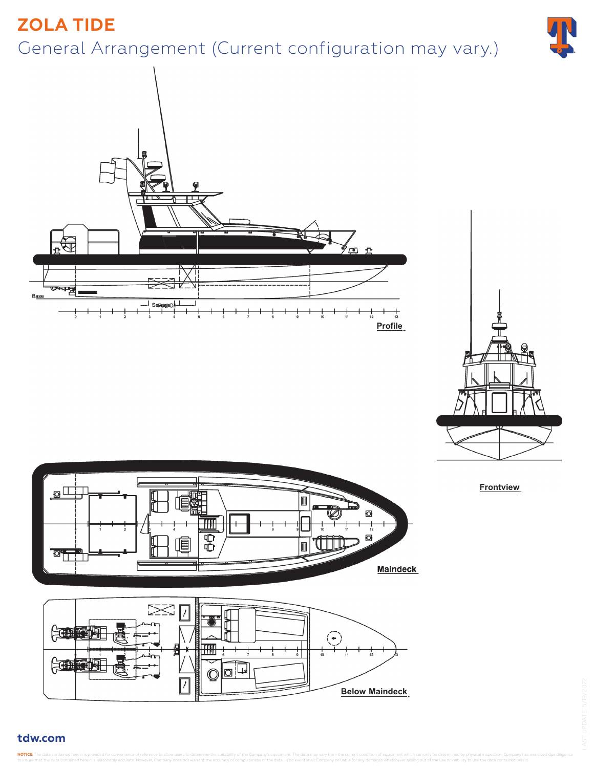# ZOLA TIDE

## General Arrangement (Current configuration may vary.)

Profile

Frontview

Maindeck

Below Maindeck

tdw.com

**NOTICE:** The data contained herein is provided for convenience of reference to allow users to determine the suitability of the Company's equipment. The data may vary from the current condition of equipment which can only be determined by physical inspection. Company has exercised due diligence to insure that the data contained herein is reasonably accurate. However, Company does not warrant the accuracy or completeness of the data. In no event shall Company be liable for any damages whatsoever arising out of the use or inability to use the data contained herein.

LAST UPDATE: 5/19/2022